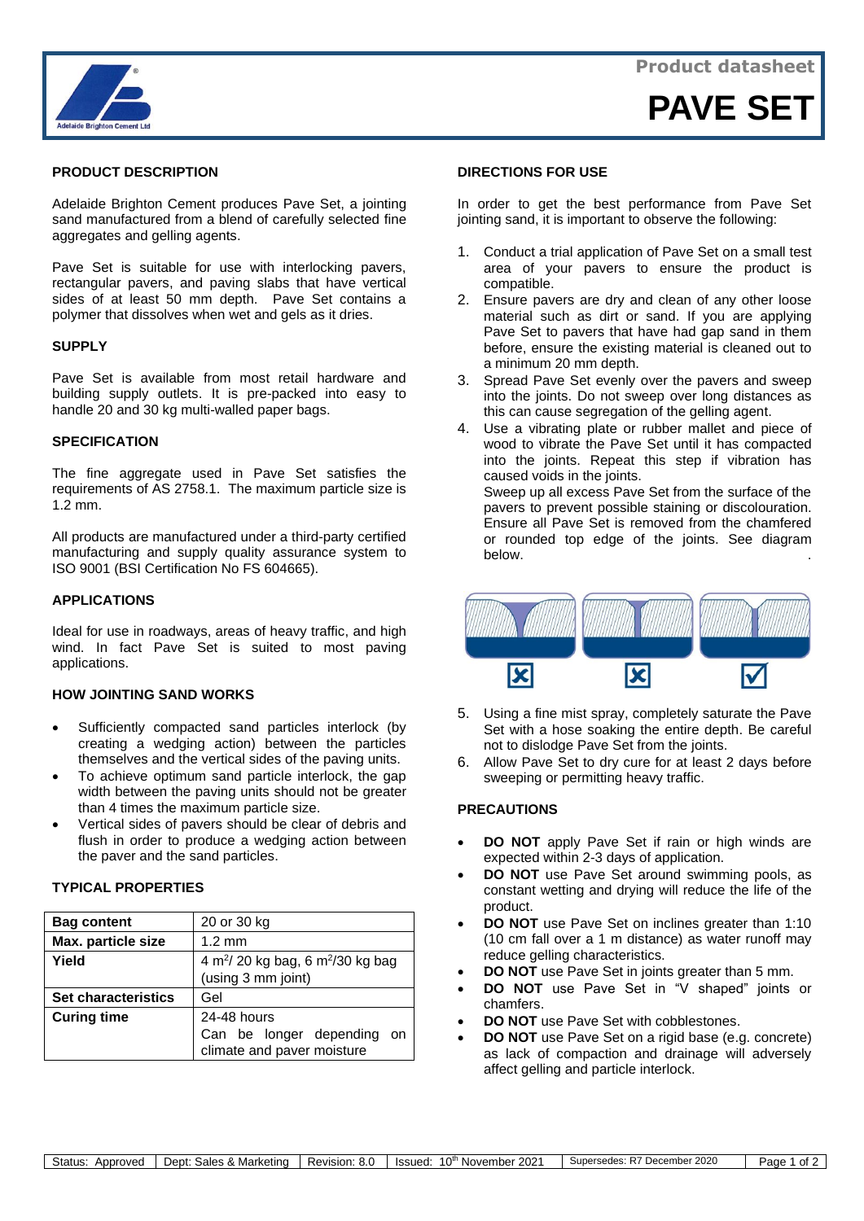Product datasheet

# PAVE SET

## PRODUCT DESCRIPTION

Adelaide Brighton Cement produces Pave Set, a jointing sand manufactured from a blend of carefully selected fine aggregates and gelling agents.

Pave Set is suitable for use with interlocking pavers, rectangular pavers, and paving slabs that have vertical sides of at least 50 mm depth. Pave Set contains a polymer that dissolves when wet and gels as it dries.

## SUPPLY

Pave Set is available from most retail hardware and building supply outlets. It is pre-packed into easy to handle 20 and 30 kg multi-walled paper bags.

## SPECIFICATION

The fine aggregate used in Pave Set satisfies the requirements of AS 2758.1. The maximum particle size is 1.2 mm.

All products are manufactured under a third-party certified manufacturing and supply quality assurance system to ISO 9001 (BSI Certification No FS 604665).

## APPLICATIONS

Ideal for use in roadways, areas of heavy traffic, and high wind. In fact Pave Set is suited to most paving applications.

## HOW JOINTING SAND WORKS

- Sufficiently compacted sand particles interlock (by creating a wedging action) between the particles themselves and the vertical sides of the paving units.
- To achieve optimum sand particle interlock, the gap width between the paving units should not be greater than 4 times the maximum particle size.
- Vertical sides of pavers should be clear of debris and flush in order to produce a wedging action between the paver and the sand particles.

## TYPICAL PROPERTIES

| | |
|---|---|
| **Bag content** | 20 or 30 kg |
| **Max. particle size** | 1.2 mm |
| **Yield** | 4 $m^2$/ 20 kg bag, 6 $m^2$/30 kg bag (using 3 mm joint) |
| **Set characteristics** | Gel |
| **Curing time** | 24-48 hours<br>Can be longer depending on climate and paver moisture |

## DIRECTIONS FOR USE

In order to get the best performance from Pave Set jointing sand, it is important to observe the following:

1. Conduct a trial application of Pave Set on a small test area of your pavers to ensure the product is compatible.
2. Ensure pavers are dry and clean of any other loose material such as dirt or sand. If you are applying Pave Set to pavers that have had gap sand in them before, ensure the existing material is cleaned out to a minimum 20 mm depth.
3. Spread Pave Set evenly over the pavers and sweep into the joints. Do not sweep over long distances as this can cause segregation of the gelling agent.
4. Use a vibrating plate or rubber mallet and piece of wood to vibrate the Pave Set until it has compacted into the joints. Repeat this step if vibration has caused voids in the joints.
   Sweep up all excess Pave Set from the surface of the pavers to prevent possible staining or discolouration. Ensure all Pave Set is removed from the chamfered or rounded top edge of the joints. See diagram below.
5. Using a fine mist spray, completely saturate the Pave Set with a hose soaking the entire depth. Be careful not to dislodge Pave Set from the joints.
6. Allow Pave Set to dry cure for at least 2 days before sweeping or permitting heavy traffic.

## PRECAUTIONS

- **DO NOT** apply Pave Set if rain or high winds are expected within 2-3 days of application.
- **DO NOT** use Pave Set around swimming pools, as constant wetting and drying will reduce the life of the product.
- **DO NOT** use Pave Set on inclines greater than 1:10 (10 cm fall over a 1 m distance) as water runoff may reduce gelling characteristics.
- **DO NOT** use Pave Set in joints greater than 5 mm.
- **DO NOT** use Pave Set in "V shaped" joints or chamfers.
- **DO NOT** use Pave Set with cobblestones.
- **DO NOT** use Pave Set on a rigid base (e.g. concrete) as lack of compaction and drainage will adversely affect gelling and particle interlock.

| Status: Approved | Dept: Sales & Marketing | Revision: 8.0 | Issued: 10th November 2021 | Supersedes: R7 December 2020 |
|---|---|---|---|---|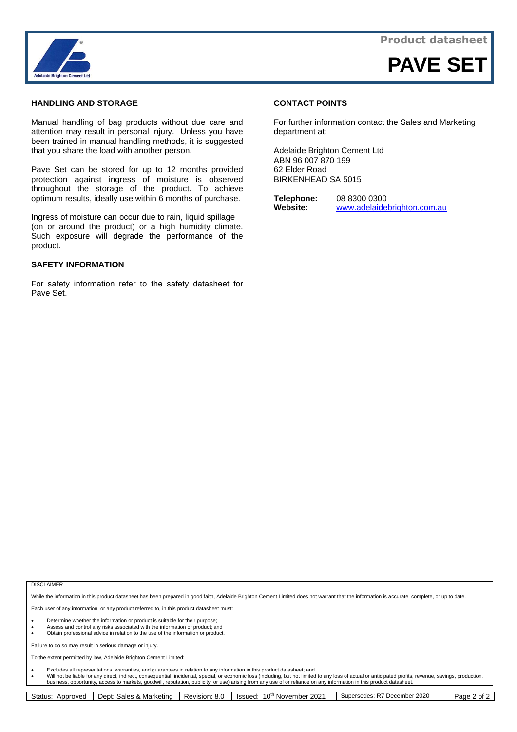## HANDLING AND STORAGE

Manual handling of bag products without due care and attention may result in personal injury. Unless you have been trained in manual handling methods, it is suggested that you share the load with another person.

Pave Set can be stored for up to 12 months provided protection against ingress of moisture is observed throughout the storage of the product. To achieve optimum results, ideally use within 6 months of purchase.

Ingress of moisture can occur due to rain, liquid spillage (on or around the product) or a high humidity climate. Such exposure will degrade the performance of the product.

## SAFETY INFORMATION

For safety information refer to the safety datasheet for Pave Set.

## CONTACT POINTS

For further information contact the Sales and Marketing department at:

Adelaide Brighton Cement Ltd
ABN 96 007 870 199
62 Elder Road
BIRKENHEAD SA 5015

**Telephone:** 08 8300 0300
**Website:** www.adelaidebrighton.com.au

DISCLAIMER

While the information in this product datasheet has been prepared in good faith, Adelaide Brighton Cement Limited does not warrant that the information is accurate, complete, or up to date.

Each user of any information, or any product referred to, in this product datasheet must:

- Determine whether the information or product is suitable for their purpose;
- Assess and control any risks associated with the information or product; and
- Obtain professional advice in relation to the use of the information or product.

Failure to do so may result in serious damage or injury.

To the extent permitted by law, Adelaide Brighton Cement Limited:

- Excludes all representations, warranties, and guarantees in relation to any information in this product datasheet; and
- Will not be liable for any direct, indirect, consequential, incidental, special, or economic loss (including, but not limited to any loss of actual or anticipated profits, revenue, savings, production, business, opportunity, access to markets, goodwill, reputation, publicity, or use) arising from any use of or reliance on any information in this product datasheet.

| | | | | |
|---|---|---|---|---|
| Status: Approved | Dept: Sales & Marketing | Revision: 8.0 | Issued: 10th November 2021 | Supersedes: R7 December 2020 |